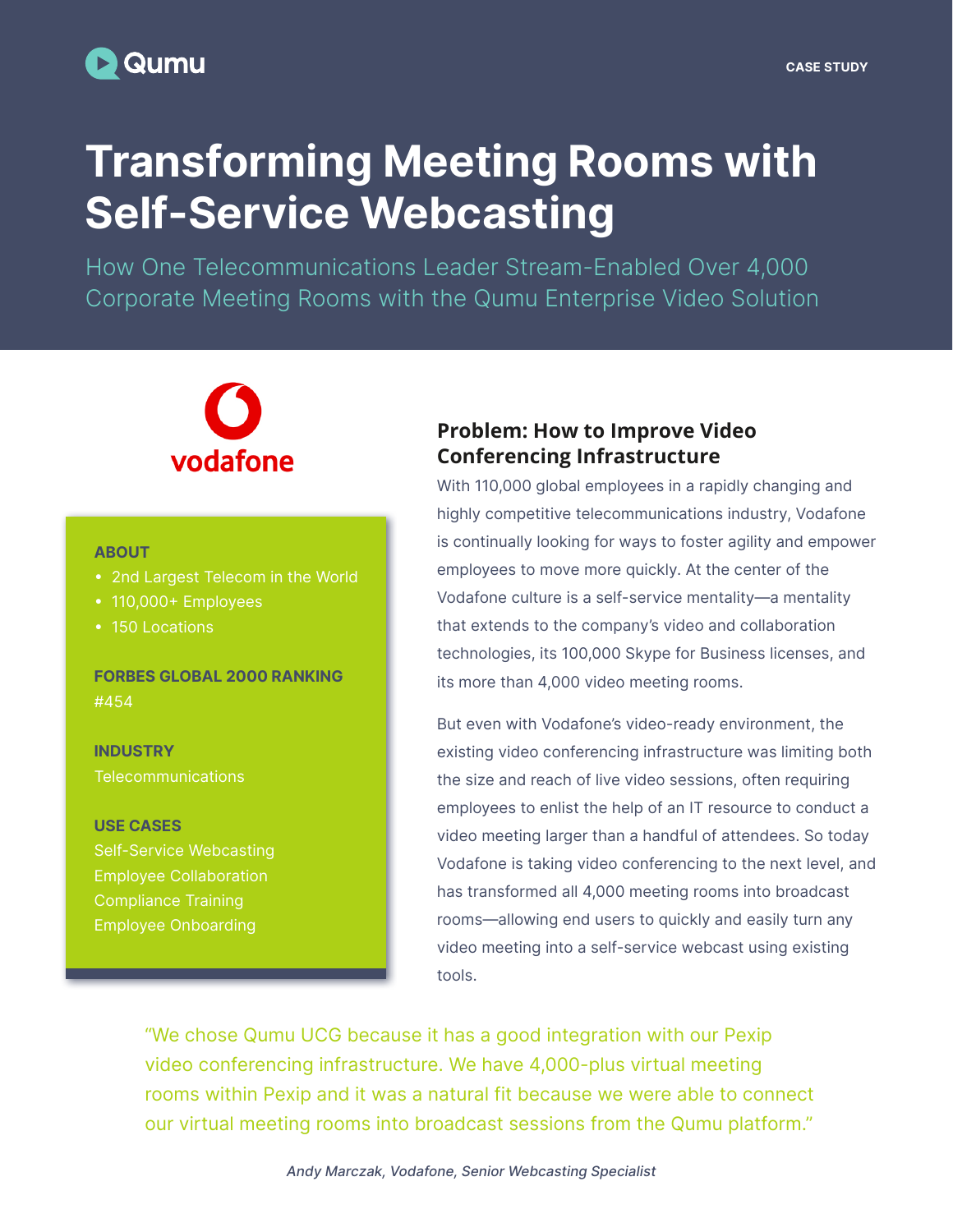Qumu

CASE STUDY

# Transforming Meeting Rooms with Self-Service Webcasting

How One Telecommunications Leader Stream-Enabled Over 4,000 Corporate Meeting Rooms with the Qumu Enterprise Video Solution

vodafone

**ABOUT**

- 2nd Largest Telecom in the World
- 110,000+ Employees
- 150 Locations

**FORBES GLOBAL 2000 RANKING**

#454

**INDUSTRY**

Telecommunications

**USE CASES**

Self-Service Webcasting
Employee Collaboration
Compliance Training
Employee Onboarding

## Problem: How to Improve Video Conferencing Infrastructure

With 110,000 global employees in a rapidly changing and highly competitive telecommunications industry, Vodafone is continually looking for ways to foster agility and empower employees to move more quickly. At the center of the Vodafone culture is a self-service mentality—a mentality that extends to the company's video and collaboration technologies, its 100,000 Skype for Business licenses, and its more than 4,000 video meeting rooms.

But even with Vodafone's video-ready environment, the existing video conferencing infrastructure was limiting both the size and reach of live video sessions, often requiring employees to enlist the help of an IT resource to conduct a video meeting larger than a handful of attendees. So today Vodafone is taking video conferencing to the next level, and has transformed all 4,000 meeting rooms into broadcast rooms—allowing end users to quickly and easily turn any video meeting into a self-service webcast using existing tools.

"We chose Qumu UCG because it has a good integration with our Pexip video conferencing infrastructure. We have 4,000-plus virtual meeting rooms within Pexip and it was a natural fit because we were able to connect our virtual meeting rooms into broadcast sessions from the Qumu platform."

*Andy Marczak, Vodafone, Senior Webcasting Specialist*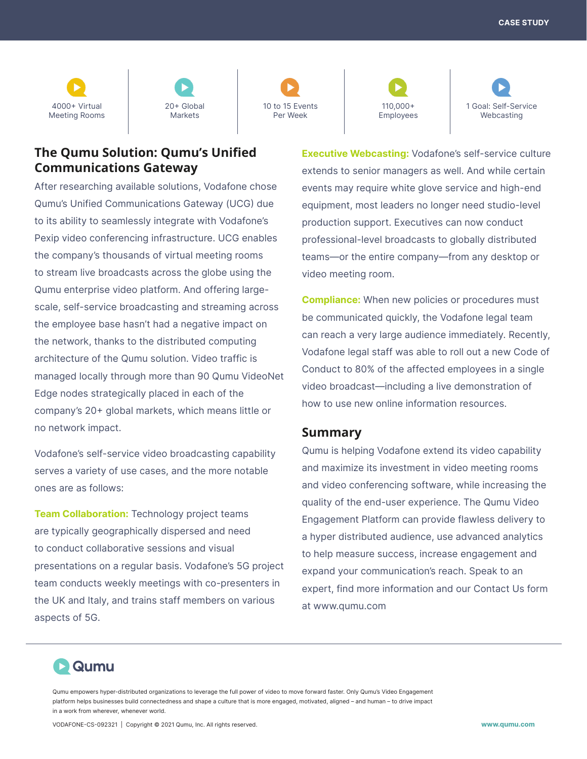CASE STUDY

4000+ Virtual Meeting Rooms

20+ Global Markets

10 to 15 Events Per Week

110,000+ Employees

1 Goal: Self-Service Webcasting

## The Qumu Solution: Qumu's Unified Communications Gateway

After researching available solutions, Vodafone chose Qumu's Unified Communications Gateway (UCG) due to its ability to seamlessly integrate with Vodafone's Pexip video conferencing infrastructure. UCG enables the company's thousands of virtual meeting rooms to stream live broadcasts across the globe using the Qumu enterprise video platform. And offering large-scale, self-service broadcasting and streaming across the employee base hasn't had a negative impact on the network, thanks to the distributed computing architecture of the Qumu solution. Video traffic is managed locally through more than 90 Qumu VideoNet Edge nodes strategically placed in each of the company's 20+ global markets, which means little or no network impact.

Vodafone's self-service video broadcasting capability serves a variety of use cases, and the more notable ones are as follows:

**Team Collaboration:** Technology project teams are typically geographically dispersed and need to conduct collaborative sessions and visual presentations on a regular basis. Vodafone's 5G project team conducts weekly meetings with co-presenters in the UK and Italy, and trains staff members on various aspects of 5G.

**Executive Webcasting:** Vodafone's self-service culture extends to senior managers as well. And while certain events may require white glove service and high-end equipment, most leaders no longer need studio-level production support. Executives can now conduct professional-level broadcasts to globally distributed teams—or the entire company—from any desktop or video meeting room.

**Compliance:** When new policies or procedures must be communicated quickly, the Vodafone legal team can reach a very large audience immediately. Recently, Vodafone legal staff was able to roll out a new Code of Conduct to 80% of the affected employees in a single video broadcast—including a live demonstration of how to use new online information resources.

## Summary

Qumu is helping Vodafone extend its video capability and maximize its investment in video meeting rooms and video conferencing software, while increasing the quality of the end-user experience. The Qumu Video Engagement Platform can provide flawless delivery to a hyper distributed audience, use advanced analytics to help measure success, increase engagement and expand your communication's reach. Speak to an expert, find more information and our Contact Us form at www.qumu.com

Qumu

Qumu empowers hyper-distributed organizations to leverage the full power of video to move forward faster. Only Qumu's Video Engagement platform helps businesses build connectedness and shape a culture that is more engaged, motivated, aligned – and human – to drive impact in a work from wherever, whenever world.

VODAFONE-CS-092321 | Copyright © 2021 Qumu, Inc. All rights reserved.

www.qumu.com